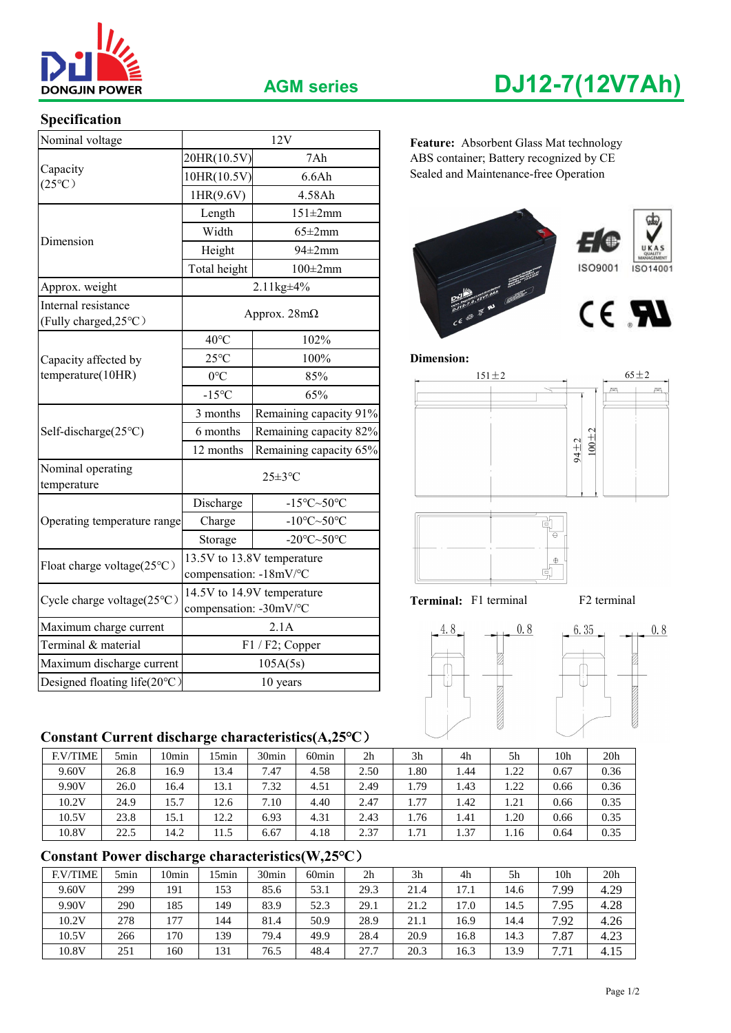DONGJIN POWER

AGM series

# DJ12-7(12V7Ah)

## Specification

| | | |
|---|---|---|
| Nominal voltage | 12V | |
| Capacity (25°C) | 20HR(10.5V) | 7Ah |
| | 10HR(10.5V) | 6.6Ah |
| | 1HR(9.6V) | 4.58Ah |
| Dimension | Length | 151±2mm |
| | Width | 65±2mm |
| | Height | 94±2mm |
| | Total height | 100±2mm |
| Approx. weight | 2.11kg±4% | |
| Internal resistance (Fully charged,25°C) | Approx. 28mΩ | |
| Capacity affected by temperature(10HR) | 40°C | 102% |
| | 25°C | 100% |
| | 0°C | 85% |
| | -15°C | 65% |
| Self-discharge(25°C) | 3 months | Remaining capacity 91% |
| | 6 months | Remaining capacity 82% |
| | 12 months | Remaining capacity 65% |
| Nominal operating temperature | 25±3°C | |
| Operating temperature range | Discharge | -15°C~50°C |
| | Charge | -10°C~50°C |
| | Storage | -20°C~50°C |
| Float charge voltage(25°C) | 13.5V to 13.8V temperature compensation: -18mV/°C | |
| Cycle charge voltage(25°C) | 14.5V to 14.9V temperature compensation: -30mV/°C | |
| Maximum charge current | 2.1A | |
| Terminal & material | F1 / F2; Copper | |
| Maximum discharge current | 105A(5s) | |
| Designed floating life(20°C) | 10 years | |

**Feature:** Absorbent Glass Mat technology
ABS container; Battery recognized by CE
Sealed and Maintenance-free Operation

ISO9001 ISO14001

**Dimension:**

151±2 65±2 94±2 100±2

**Terminal:** F1 terminal F2 terminal

4.8 0.8 6.35 0.8

## Constant Current discharge characteristics(A,25°C)

| F.V/TIME | 5min | 10min | 15min | 30min | 60min | 2h | 3h | 4h | 5h | 10h | 20h |
|---|---|---|---|---|---|---|---|---|---|---|---|
| 9.60V | 26.8 | 16.9 | 13.4 | 7.47 | 4.58 | 2.50 | 1.80 | 1.44 | 1.22 | 0.67 | 0.36 |
| 9.90V | 26.0 | 16.4 | 13.1 | 7.32 | 4.51 | 2.49 | 1.79 | 1.43 | 1.22 | 0.66 | 0.36 |
| 10.2V | 24.9 | 15.7 | 12.6 | 7.10 | 4.40 | 2.47 | 1.77 | 1.42 | 1.21 | 0.66 | 0.35 |
| 10.5V | 23.8 | 15.1 | 12.2 | 6.93 | 4.31 | 2.43 | 1.76 | 1.41 | 1.20 | 0.66 | 0.35 |
| 10.8V | 22.5 | 14.2 | 11.5 | 6.67 | 4.18 | 2.37 | 1.71 | 1.37 | 1.16 | 0.64 | 0.35 |

## Constant Power discharge characteristics(W,25°C)

| F.V/TIME | 5min | 10min | 15min | 30min | 60min | 2h | 3h | 4h | 5h | 10h | 20h |
|---|---|---|---|---|---|---|---|---|---|---|---|
| 9.60V | 299 | 191 | 153 | 85.6 | 53.1 | 29.3 | 21.4 | 17.1 | 14.6 | 7.99 | 4.29 |
| 9.90V | 290 | 185 | 149 | 83.9 | 52.3 | 29.1 | 21.2 | 17.0 | 14.5 | 7.95 | 4.28 |
| 10.2V | 278 | 177 | 144 | 81.4 | 50.9 | 28.9 | 21.1 | 16.9 | 14.4 | 7.92 | 4.26 |
| 10.5V | 266 | 170 | 139 | 79.4 | 49.9 | 28.4 | 20.9 | 16.8 | 14.3 | 7.87 | 4.23 |
| 10.8V | 251 | 160 | 131 | 76.5 | 48.4 | 27.7 | 20.3 | 16.3 | 13.9 | 7.71 | 4.15 |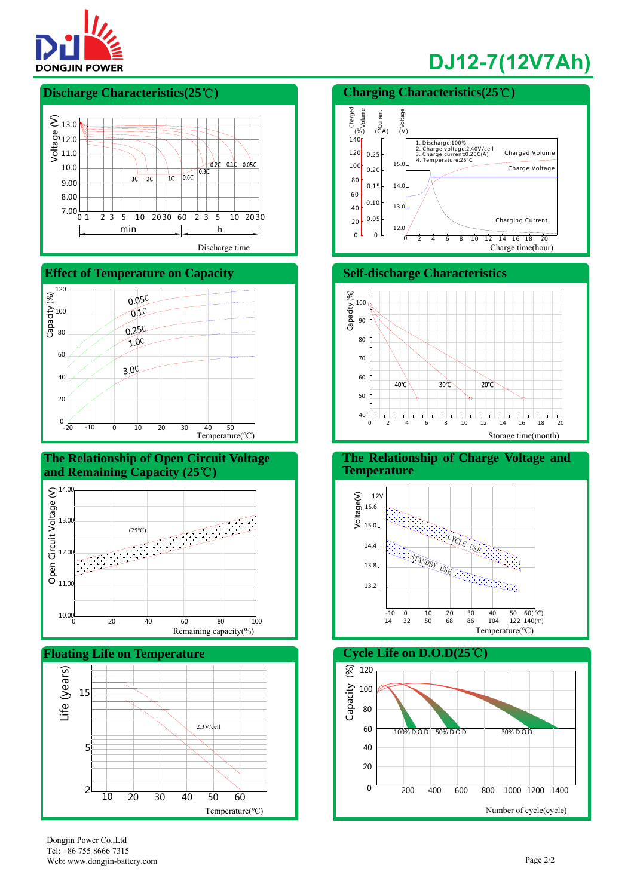# DJ12-7(12V7Ah)

## Discharge Characteristics(25℃)

Voltage (V)
13.0
12.0
11.0
10.0
9.00
8.00
7.00
3C 2C 1C 0.6C 0.3C 0.2C 0.1C 0.05C
0 1 2 3 5 10 20 30 60 2 3 5 10 20 30
min h
Discharge time

## Charging Characteristics(25℃)

Charged Volume (%) Current (CA) Voltage (V)
140 120 100 80 60 40 20 0
0.25 0.20 0.15 0.10 0.05 0
15.0 14.0 13.0 12.0
1. Discharge:100%
2. Charge voltage:2.40V/cell
3. Charge current:0.20C(A)
4. Temperature:25°C
Charged Volume
Charge Voltage
Charging Current
0 2 4 6 8 10 12 14 16 18 20
Charge time(hour)

## Effect of Temperature on Capacity

Capacity (%)
120 100 80 60 40 20 0
0.05C
0.1C
0.25C
1.0C
3.0C
-20 -10 0 10 20 30 40 50
Temperature(℃)

## Self-discharge Characteristics

Capacity (%)
100 90 80 70 60 50 40
40℃ 30℃ 20℃
0 2 4 6 8 10 12 14 16 18 20
Storage time(month)

## The Relationship of Open Circuit Voltage and Remaining Capacity (25℃)

Open Circuit Voltage (V)
14.00 13.00 12.00 11.00 10.00
(25℃)
0 20 40 60 80 100
Remaining capacity(%)

## The Relationship of Charge Voltage and Temperature

Voltage(V)
12V
15.6 15.0 14.4 13.8 13.2
CYCLE USE
STANDBY USE
-10 0 10 20 30 40 50 60(℃)
14 32 50 68 86 104 122 140(℉)
Temperature(℃)

## Floating Life on Temperature

Life (years)
15 5 2
2.3V/cell
10 20 30 40 50 60
Temperature(℃)

## Cycle Life on D.O.D(25℃)

Capacity (%)
120 100 80 60 40 20 0
100% D.O.D. 50% D.O.D. 30% D.O.D.
200 400 600 800 1000 1200 1400
Number of cycle(cycle)

Dongjin Power Co.,Ltd
Tel: +86 755 8666 7315
Web: www.dongjin-battery.com